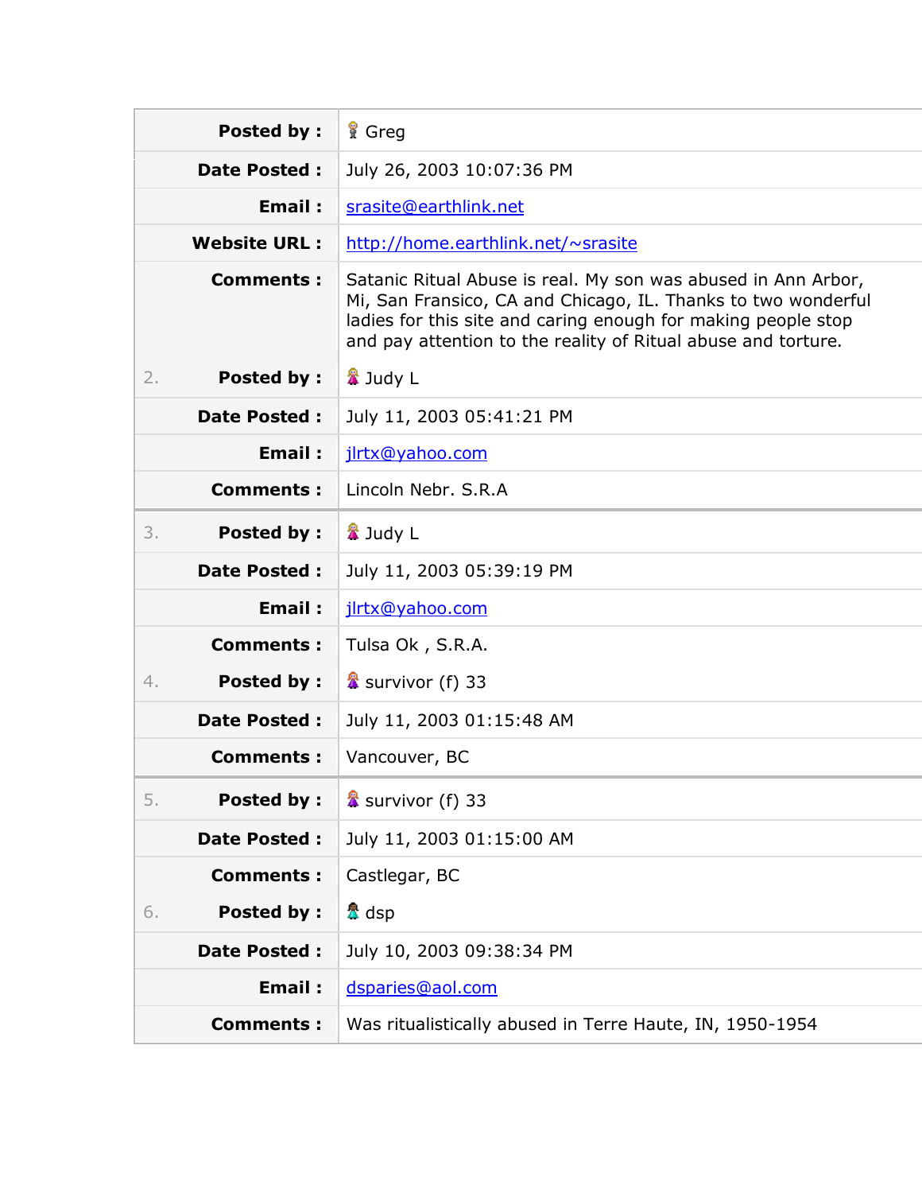| | | |
|---|---|---|
| | **Posted by :** | Greg |
| | **Date Posted :** | July 26, 2003 10:07:36 PM |
| | **Email :** | srasite@earthlink.net |
| | **Website URL :** | http://home.earthlink.net/~srasite |
| | **Comments :** | Satanic Ritual Abuse is real. My son was abused in Ann Arbor, Mi, San Fransico, CA and Chicago, IL. Thanks to two wonderful ladies for this site and caring enough for making people stop and pay attention to the reality of Ritual abuse and torture. |
| 2. | **Posted by :** | Judy L |
| | **Date Posted :** | July 11, 2003 05:41:21 PM |
| | **Email :** | jlrtx@yahoo.com |
| | **Comments :** | Lincoln Nebr. S.R.A |
| 3. | **Posted by :** | Judy L |
| | **Date Posted :** | July 11, 2003 05:39:19 PM |
| | **Email :** | jlrtx@yahoo.com |
| | **Comments :** | Tulsa Ok , S.R.A. |
| 4. | **Posted by :** | survivor (f) 33 |
| | **Date Posted :** | July 11, 2003 01:15:48 AM |
| | **Comments :** | Vancouver, BC |
| 5. | **Posted by :** | survivor (f) 33 |
| | **Date Posted :** | July 11, 2003 01:15:00 AM |
| | **Comments :** | Castlegar, BC |
| 6. | **Posted by :** | dsp |
| | **Date Posted :** | July 10, 2003 09:38:34 PM |
| | **Email :** | dsparies@aol.com |
| | **Comments :** | Was ritualistically abused in Terre Haute, IN, 1950-1954 |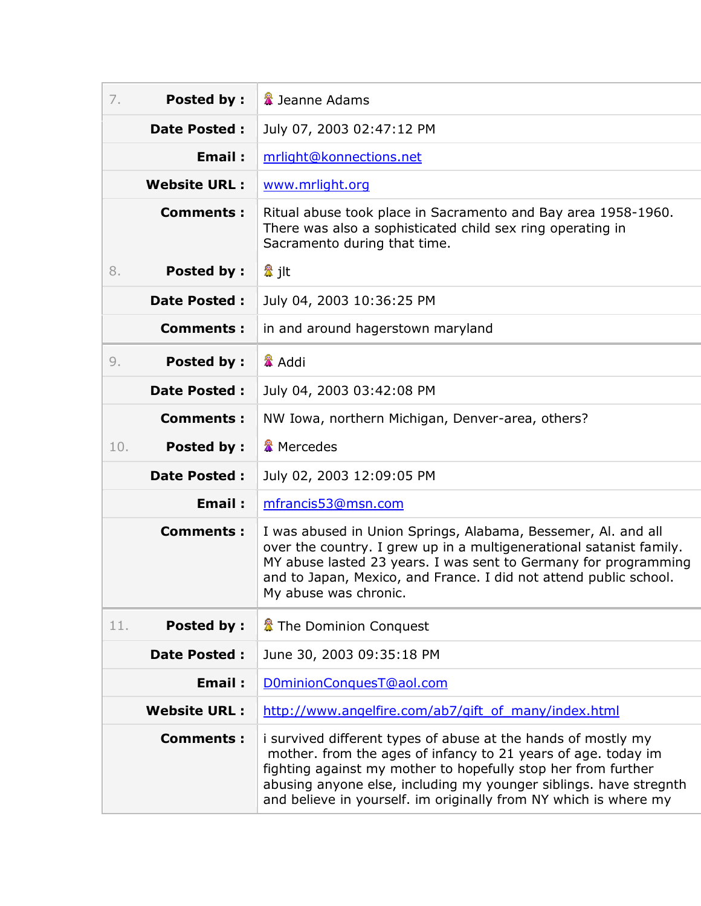| | | |
|---|---|---|
| 7. | **Posted by :** | Jeanne Adams |
| | **Date Posted :** | July 07, 2003 02:47:12 PM |
| | **Email :** | mrlight@konnections.net |
| | **Website URL :** | www.mrlight.org |
| | **Comments :** | Ritual abuse took place in Sacramento and Bay area 1958-1960. There was also a sophisticated child sex ring operating in Sacramento during that time. |
| 8. | **Posted by :** | jlt |
| | **Date Posted :** | July 04, 2003 10:36:25 PM |
| | **Comments :** | in and around hagerstown maryland |
| 9. | **Posted by :** | Addi |
| | **Date Posted :** | July 04, 2003 03:42:08 PM |
| | **Comments :** | NW Iowa, northern Michigan, Denver-area, others? |
| 10. | **Posted by :** | Mercedes |
| | **Date Posted :** | July 02, 2003 12:09:05 PM |
| | **Email :** | mfrancis53@msn.com |
| | **Comments :** | I was abused in Union Springs, Alabama, Bessemer, Al. and all over the country. I grew up in a multigenerational satanist family. MY abuse lasted 23 years. I was sent to Germany for programming and to Japan, Mexico, and France. I did not attend public school. My abuse was chronic. |
| 11. | **Posted by :** | The Dominion Conquest |
| | **Date Posted :** | June 30, 2003 09:35:18 PM |
| | **Email :** | D0minionConquesT@aol.com |
| | **Website URL :** | http://www.angelfire.com/ab7/gift_of_many/index.html |
| | **Comments :** | i survived different types of abuse at the hands of mostly my mother. from the ages of infancy to 21 years of age. today im fighting against my mother to hopefully stop her from further abusing anyone else, including my younger siblings. have stregnth and believe in yourself. im originally from NY which is where my |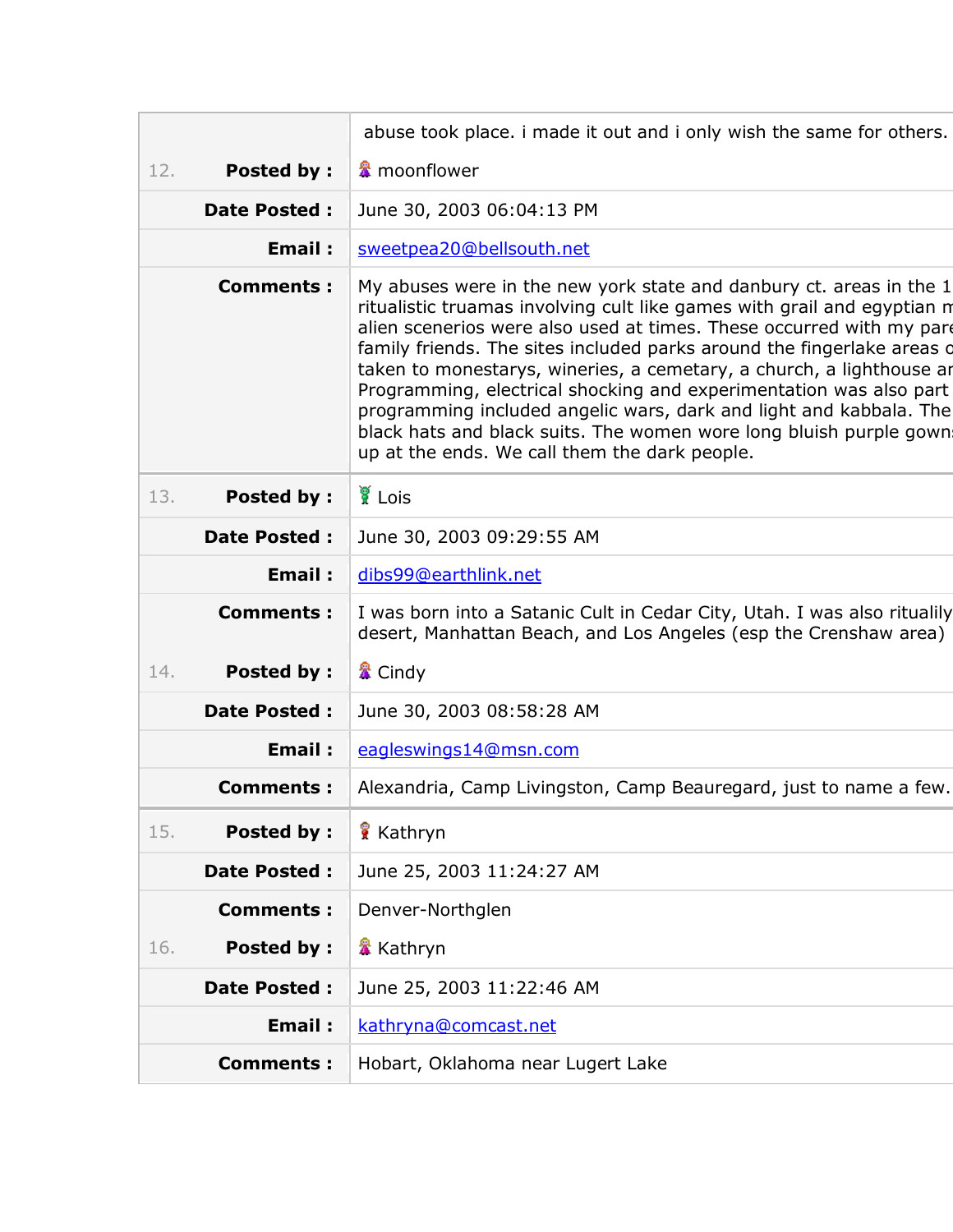| | |
|---|---|
| | abuse took place. i made it out and i only wish the same for others. |
| 12. **Posted by :** | moonflower |
| **Date Posted :** | June 30, 2003 06:04:13 PM |
| **Email :** | sweetpea20@bellsouth.net |
| **Comments :** | My abuses were in the new york state and danbury ct. areas in the 1 ritualistic truamas involving cult like games with grail and egyptian m alien scenerios were also used at times. These occurred with my pare family friends. The sites included parks around the fingerlake areas c taken to monestarys, wineries, a cemetary, a church, a lighthouse ar Programming, electrical shocking and experimentation was also part programming included angelic wars, dark and light and kabbala. The black hats and black suits. The women wore long bluish purple gown up at the ends. We call them the dark people. |
| 13. **Posted by :** | Lois |
| **Date Posted :** | June 30, 2003 09:29:55 AM |
| **Email :** | dibs99@earthlink.net |
| **Comments :** | I was born into a Satanic Cult in Cedar City, Utah. I was also ritualily desert, Manhattan Beach, and Los Angeles (esp the Crenshaw area) |
| 14. **Posted by :** | Cindy |
| **Date Posted :** | June 30, 2003 08:58:28 AM |
| **Email :** | eagleswings14@msn.com |
| **Comments :** | Alexandria, Camp Livingston, Camp Beauregard, just to name a few. |
| 15. **Posted by :** | Kathryn |
| **Date Posted :** | June 25, 2003 11:24:27 AM |
| **Comments :** | Denver-Northglen |
| 16. **Posted by :** | Kathryn |
| **Date Posted :** | June 25, 2003 11:22:46 AM |
| **Email :** | kathryna@comcast.net |
| **Comments :** | Hobart, Oklahoma near Lugert Lake |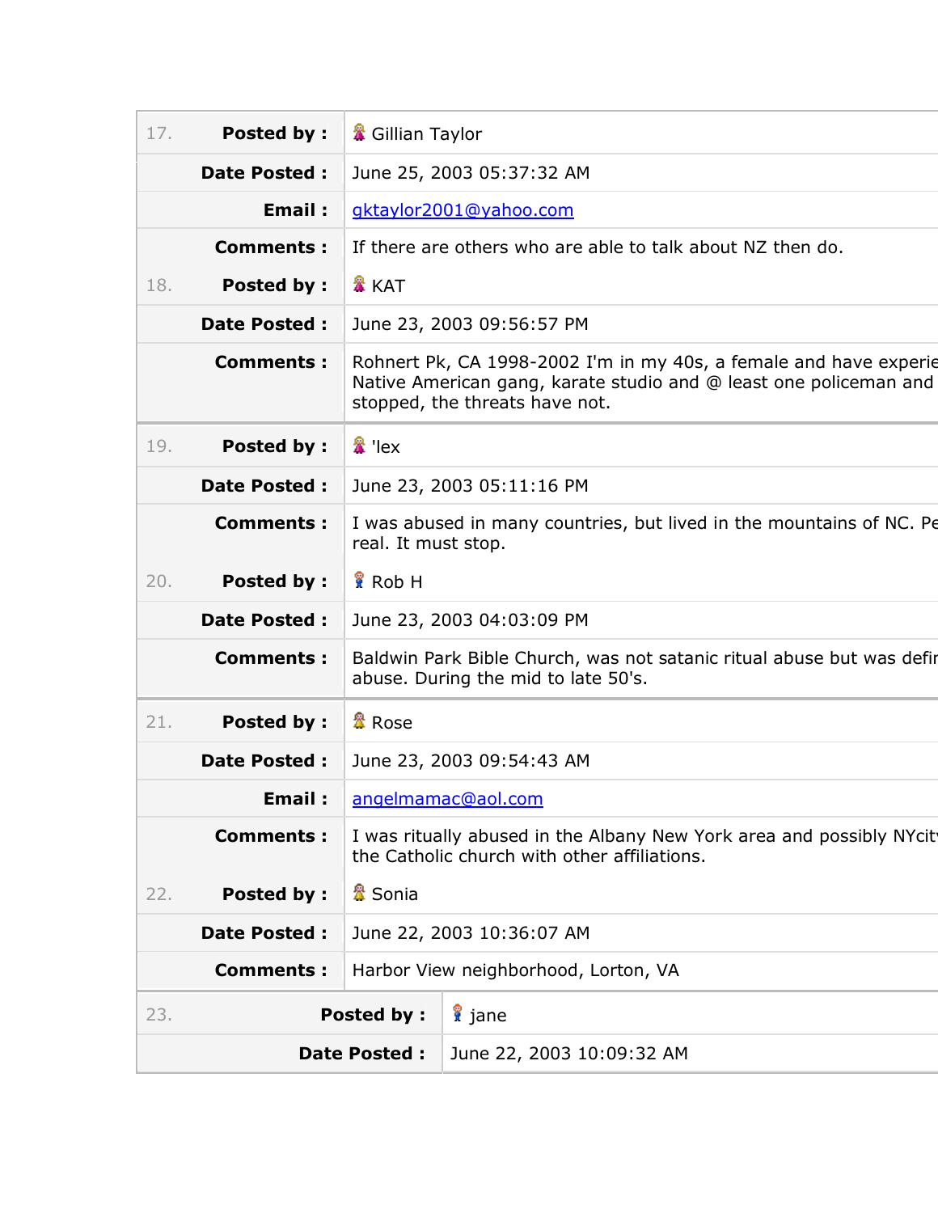| | | |
|---|---|---|
| 17. | **Posted by :** | Gillian Taylor |
| | **Date Posted :** | June 25, 2003 05:37:32 AM |
| | **Email :** | gktaylor2001@yahoo.com |
| | **Comments :** | If there are others who are able to talk about NZ then do. |
| 18. | **Posted by :** | KAT |
| | **Date Posted :** | June 23, 2003 09:56:57 PM |
| | **Comments :** | Rohnert Pk, CA 1998-2002 I'm in my 40s, a female and have experie Native American gang, karate studio and @ least one policeman and stopped, the threats have not. |
| 19. | **Posted by :** | 'lex |
| | **Date Posted :** | June 23, 2003 05:11:16 PM |
| | **Comments :** | I was abused in many countries, but lived in the mountains of NC. Pe real. It must stop. |
| 20. | **Posted by :** | Rob H |
| | **Date Posted :** | June 23, 2003 04:03:09 PM |
| | **Comments :** | Baldwin Park Bible Church, was not satanic ritual abuse but was defir abuse. During the mid to late 50's. |
| 21. | **Posted by :** | Rose |
| | **Date Posted :** | June 23, 2003 09:54:43 AM |
| | **Email :** | angelmamac@aol.com |
| | **Comments :** | I was ritually abused in the Albany New York area and possibly NYcit the Catholic church with other affiliations. |
| 22. | **Posted by :** | Sonia |
| | **Date Posted :** | June 22, 2003 10:36:07 AM |
| | **Comments :** | Harbor View neighborhood, Lorton, VA |
| 23. | **Posted by :** | jane |
| | **Date Posted :** | June 22, 2003 10:09:32 AM |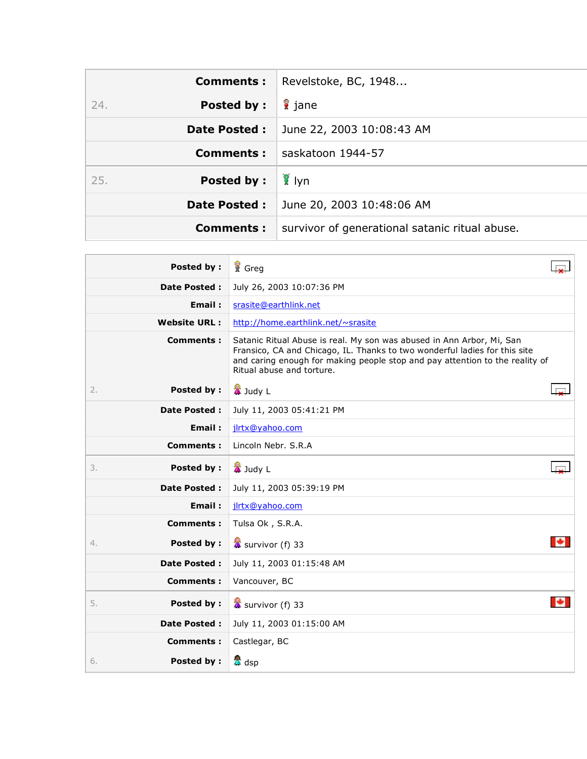| | | |
|---|---|---|
| | **Comments :** | Revelstoke, BC, 1948... |
| 24. | **Posted by :** | jane |
| | **Date Posted :** | June 22, 2003 10:08:43 AM |
| | **Comments :** | saskatoon 1944-57 |
| 25. | **Posted by :** | lyn |
| | **Date Posted :** | June 20, 2003 10:48:06 AM |
| | **Comments :** | survivor of generational satanic ritual abuse. |

| | | |
|---|---|---|
| | **Posted by :** | Greg |
| | **Date Posted :** | July 26, 2003 10:07:36 PM |
| | **Email :** | [srasite@earthlink.net](mailto:srasite@earthlink.net) |
| | **Website URL :** | [http://home.earthlink.net/~srasite](http://home.earthlink.net/~srasite) |
| | **Comments :** | Satanic Ritual Abuse is real. My son was abused in Ann Arbor, Mi, San Fransico, CA and Chicago, IL. Thanks to two wonderful ladies for this site and caring enough for making people stop and pay attention to the reality of Ritual abuse and torture. |
| 2. | **Posted by :** | Judy L |
| | **Date Posted :** | July 11, 2003 05:41:21 PM |
| | **Email :** | [jlrtx@yahoo.com](mailto:jlrtx@yahoo.com) |
| | **Comments :** | Lincoln Nebr. S.R.A |
| 3. | **Posted by :** | Judy L |
| | **Date Posted :** | July 11, 2003 05:39:19 PM |
| | **Email :** | [jlrtx@yahoo.com](mailto:jlrtx@yahoo.com) |
| | **Comments :** | Tulsa Ok , S.R.A. |
| 4. | **Posted by :** | survivor (f) 33 |
| | **Date Posted :** | July 11, 2003 01:15:48 AM |
| | **Comments :** | Vancouver, BC |
| 5. | **Posted by :** | survivor (f) 33 |
| | **Date Posted :** | July 11, 2003 01:15:00 AM |
| | **Comments :** | Castlegar, BC |
| 6. | **Posted by :** | dsp |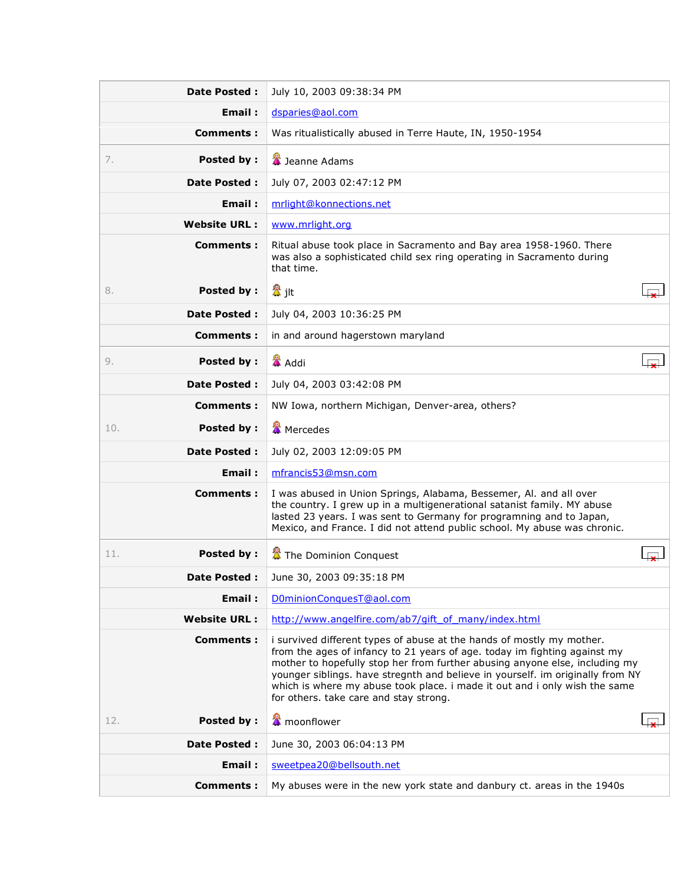| | | |
|---|---|---|
| | **Date Posted :** | July 10, 2003 09:38:34 PM |
| | **Email :** | dsparies@aol.com |
| | **Comments :** | Was ritualistically abused in Terre Haute, IN, 1950-1954 |
| 7. | **Posted by :** | Jeanne Adams |
| | **Date Posted :** | July 07, 2003 02:47:12 PM |
| | **Email :** | mrlight@konnections.net |
| | **Website URL :** | www.mrlight.org |
| | **Comments :** | Ritual abuse took place in Sacramento and Bay area 1958-1960. There was also a sophisticated child sex ring operating in Sacramento during that time. |
| 8. | **Posted by :** | jlt |
| | **Date Posted :** | July 04, 2003 10:36:25 PM |
| | **Comments :** | in and around hagerstown maryland |
| 9. | **Posted by :** | Addi |
| | **Date Posted :** | July 04, 2003 03:42:08 PM |
| | **Comments :** | NW Iowa, northern Michigan, Denver-area, others? |
| 10. | **Posted by :** | Mercedes |
| | **Date Posted :** | July 02, 2003 12:09:05 PM |
| | **Email :** | mfrancis53@msn.com |
| | **Comments :** | I was abused in Union Springs, Alabama, Bessemer, Al. and all over the country. I grew up in a multigenerational satanist family. MY abuse lasted 23 years. I was sent to Germany for programning and to Japan, Mexico, and France. I did not attend public school. My abuse was chronic. |
| 11. | **Posted by :** | The Dominion Conquest |
| | **Date Posted :** | June 30, 2003 09:35:18 PM |
| | **Email :** | D0minionConquesT@aol.com |
| | **Website URL :** | http://www.angelfire.com/ab7/gift_of_many/index.html |
| | **Comments :** | i survived different types of abuse at the hands of mostly my mother. from the ages of infancy to 21 years of age. today im fighting against my mother to hopefully stop her from further abusing anyone else, including my younger siblings. have stregnth and believe in yourself. im originally from NY which is where my abuse took place. i made it out and i only wish the same for others. take care and stay strong. |
| 12. | **Posted by :** | moonflower |
| | **Date Posted :** | June 30, 2003 06:04:13 PM |
| | **Email :** | sweetpea20@bellsouth.net |
| | **Comments :** | My abuses were in the new york state and danbury ct. areas in the 1940s |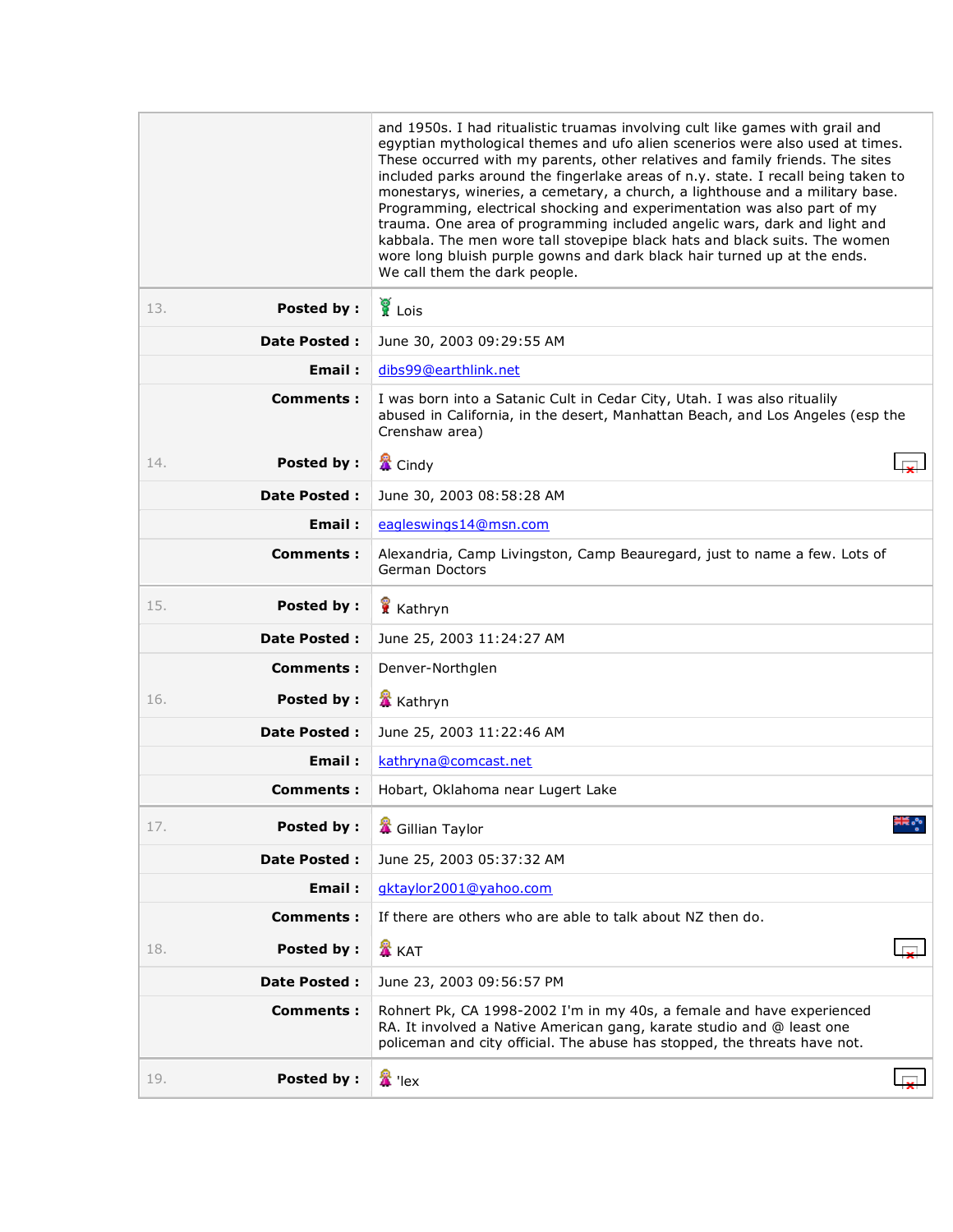| | |
|---|---|
| | and 1950s. I had ritualistic truamas involving cult like games with grail and egyptian mythological themes and ufo alien scenerios were also used at times. These occurred with my parents, other relatives and family friends. The sites included parks around the fingerlake areas of n.y. state. I recall being taken to monestarys, wineries, a cemetary, a church, a lighthouse and a military base. Programming, electrical shocking and experimentation was also part of my trauma. One area of programming included angelic wars, dark and light and kabbala. The men wore tall stovepipe black hats and black suits. The women wore long bluish purple gowns and dark black hair turned up at the ends.<br>We call them the dark people. |
| 13. **Posted by :** | Lois |
| **Date Posted :** | June 30, 2003 09:29:55 AM |
| **Email :** | dibs99@earthlink.net |
| **Comments :** | I was born into a Satanic Cult in Cedar City, Utah. I was also ritualily abused in California, in the desert, Manhattan Beach, and Los Angeles (esp the Crenshaw area) |
| 14. **Posted by :** | Cindy |
| **Date Posted :** | June 30, 2003 08:58:28 AM |
| **Email :** | eagleswings14@msn.com |
| **Comments :** | Alexandria, Camp Livingston, Camp Beauregard, just to name a few. Lots of German Doctors |
| 15. **Posted by :** | Kathryn |
| **Date Posted :** | June 25, 2003 11:24:27 AM |
| **Comments :** | Denver-Northglen |
| 16. **Posted by :** | Kathryn |
| **Date Posted :** | June 25, 2003 11:22:46 AM |
| **Email :** | kathryna@comcast.net |
| **Comments :** | Hobart, Oklahoma near Lugert Lake |
| 17. **Posted by :** | Gillian Taylor |
| **Date Posted :** | June 25, 2003 05:37:32 AM |
| **Email :** | gktaylor2001@yahoo.com |
| **Comments :** | If there are others who are able to talk about NZ then do. |
| 18. **Posted by :** | KAT |
| **Date Posted :** | June 23, 2003 09:56:57 PM |
| **Comments :** | Rohnert Pk, CA 1998-2002 I'm in my 40s, a female and have experienced RA. It involved a Native American gang, karate studio and @ least one policeman and city official. The abuse has stopped, the threats have not. |
| 19. **Posted by :** | 'lex |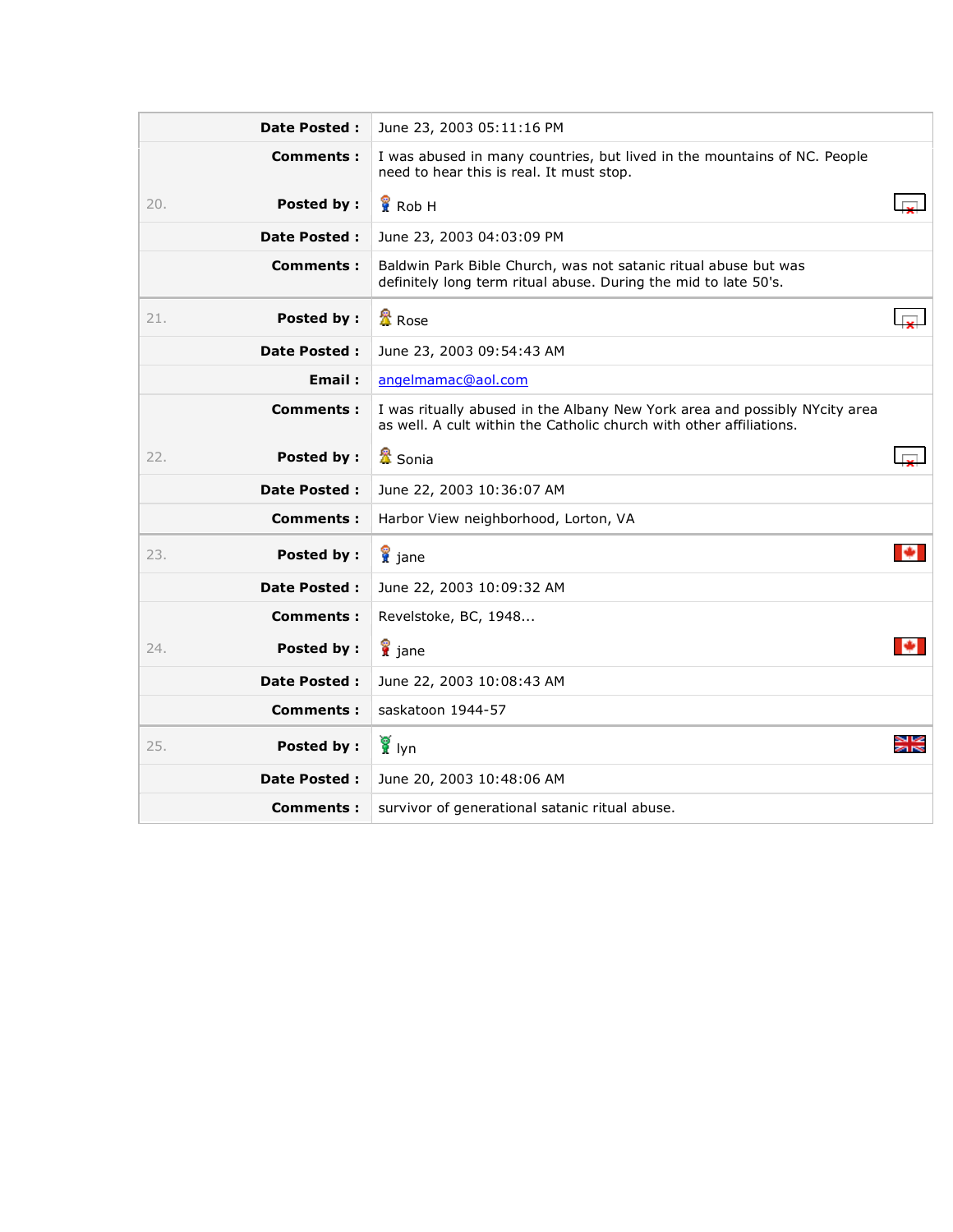| | | |
|---|---|---|
| | **Date Posted :** | June 23, 2003 05:11:16 PM |
| | **Comments :** | I was abused in many countries, but lived in the mountains of NC. People need to hear this is real. It must stop. |
| 20. | **Posted by :** | Rob H |
| | **Date Posted :** | June 23, 2003 04:03:09 PM |
| | **Comments :** | Baldwin Park Bible Church, was not satanic ritual abuse but was definitely long term ritual abuse. During the mid to late 50's. |
| 21. | **Posted by :** | Rose |
| | **Date Posted :** | June 23, 2003 09:54:43 AM |
| | **Email :** | angelmamac@aol.com |
| | **Comments :** | I was ritually abused in the Albany New York area and possibly NYcity area as well. A cult within the Catholic church with other affiliations. |
| 22. | **Posted by :** | Sonia |
| | **Date Posted :** | June 22, 2003 10:36:07 AM |
| | **Comments :** | Harbor View neighborhood, Lorton, VA |
| 23. | **Posted by :** | jane |
| | **Date Posted :** | June 22, 2003 10:09:32 AM |
| | **Comments :** | Revelstoke, BC, 1948... |
| 24. | **Posted by :** | jane |
| | **Date Posted :** | June 22, 2003 10:08:43 AM |
| | **Comments :** | saskatoon 1944-57 |
| 25. | **Posted by :** | lyn |
| | **Date Posted :** | June 20, 2003 10:48:06 AM |
| | **Comments :** | survivor of generational satanic ritual abuse. |